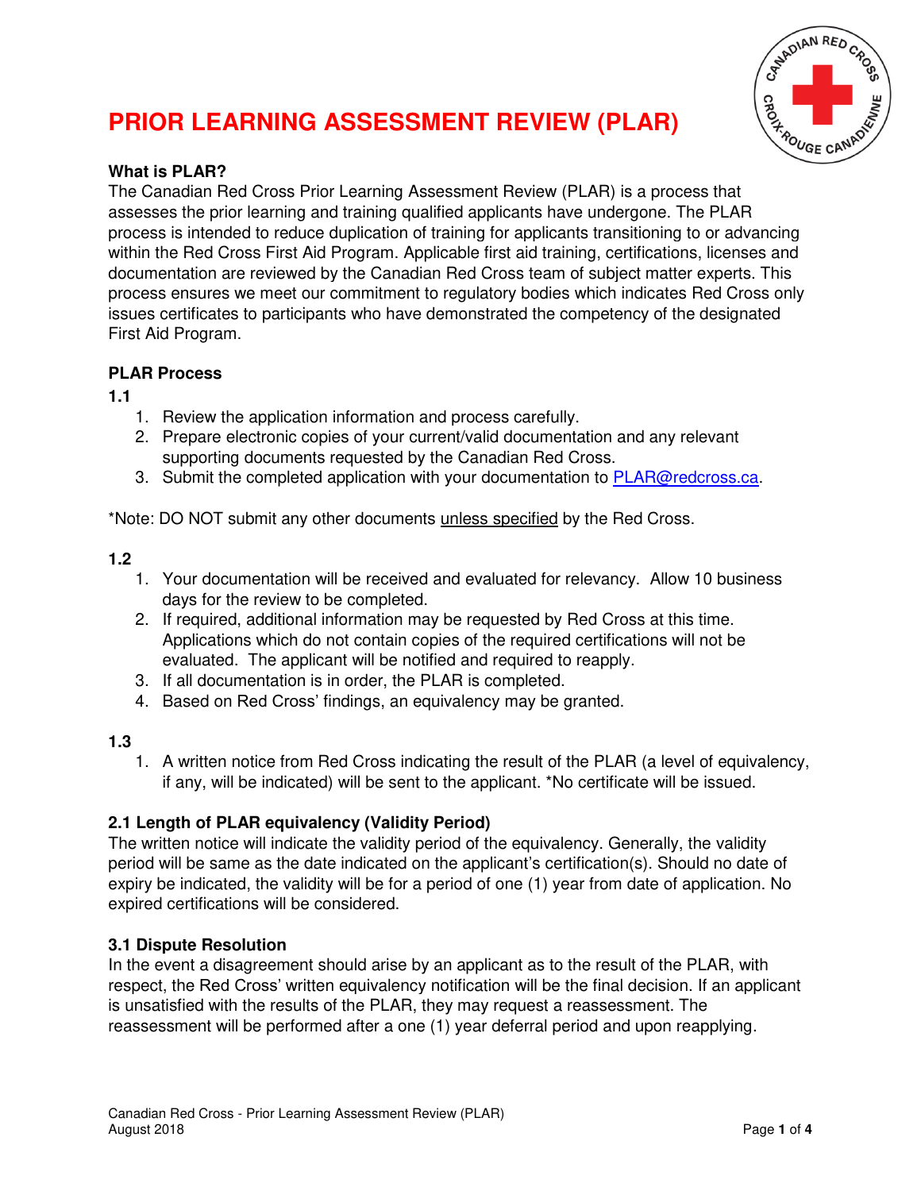# PRIOR LEARNING ASSESSMENT REVIEW (PLAR)

**What is PLAR?**

The Canadian Red Cross Prior Learning Assessment Review (PLAR) is a process that assesses the prior learning and training qualified applicants have undergone. The PLAR process is intended to reduce duplication of training for applicants transitioning to or advancing within the Red Cross First Aid Program. Applicable first aid training, certifications, licenses and documentation are reviewed by the Canadian Red Cross team of subject matter experts. This process ensures we meet our commitment to regulatory bodies which indicates Red Cross only issues certificates to participants who have demonstrated the competency of the designated First Aid Program.

**PLAR Process**

**1.1**

1. Review the application information and process carefully.
2. Prepare electronic copies of your current/valid documentation and any relevant supporting documents requested by the Canadian Red Cross.
3. Submit the completed application with your documentation to PLAR@redcross.ca.

*Note: DO NOT submit any other documents <u>unless specified</u> by the Red Cross.

**1.2**

1. Your documentation will be received and evaluated for relevancy. Allow 10 business days for the review to be completed.
2. If required, additional information may be requested by Red Cross at this time. Applications which do not contain copies of the required certifications will not be evaluated. The applicant will be notified and required to reapply.
3. If all documentation is in order, the PLAR is completed.
4. Based on Red Cross' findings, an equivalency may be granted.

**1.3**

1. A written notice from Red Cross indicating the result of the PLAR (a level of equivalency, if any, will be indicated) will be sent to the applicant. *No certificate will be issued.

**2.1 Length of PLAR equivalency (Validity Period)**

The written notice will indicate the validity period of the equivalency. Generally, the validity period will be same as the date indicated on the applicant's certification(s). Should no date of expiry be indicated, the validity will be for a period of one (1) year from date of application. No expired certifications will be considered.

**3.1 Dispute Resolution**

In the event a disagreement should arise by an applicant as to the result of the PLAR, with respect, the Red Cross' written equivalency notification will be the final decision. If an applicant is unsatisfied with the results of the PLAR, they may request a reassessment. The reassessment will be performed after a one (1) year deferral period and upon reapplying.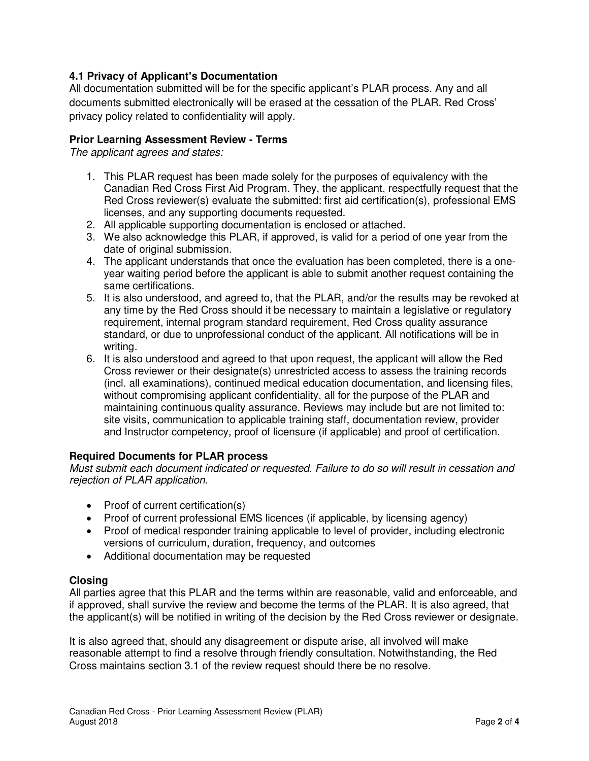### 4.1 Privacy of Applicant's Documentation

All documentation submitted will be for the specific applicant's PLAR process. Any and all documents submitted electronically will be erased at the cessation of the PLAR. Red Cross' privacy policy related to confidentiality will apply.

### Prior Learning Assessment Review - Terms

*The applicant agrees and states:*

1. This PLAR request has been made solely for the purposes of equivalency with the Canadian Red Cross First Aid Program. They, the applicant, respectfully request that the Red Cross reviewer(s) evaluate the submitted: first aid certification(s), professional EMS licenses, and any supporting documents requested.
2. All applicable supporting documentation is enclosed or attached.
3. We also acknowledge this PLAR, if approved, is valid for a period of one year from the date of original submission.
4. The applicant understands that once the evaluation has been completed, there is a one-year waiting period before the applicant is able to submit another request containing the same certifications.
5. It is also understood, and agreed to, that the PLAR, and/or the results may be revoked at any time by the Red Cross should it be necessary to maintain a legislative or regulatory requirement, internal program standard requirement, Red Cross quality assurance standard, or due to unprofessional conduct of the applicant. All notifications will be in writing.
6. It is also understood and agreed to that upon request, the applicant will allow the Red Cross reviewer or their designate(s) unrestricted access to assess the training records (incl. all examinations), continued medical education documentation, and licensing files, without compromising applicant confidentiality, all for the purpose of the PLAR and maintaining continuous quality assurance. Reviews may include but are not limited to: site visits, communication to applicable training staff, documentation review, provider and Instructor competency, proof of licensure (if applicable) and proof of certification.

### Required Documents for PLAR process

*Must submit each document indicated or requested. Failure to do so will result in cessation and rejection of PLAR application.*

- Proof of current certification(s)
- Proof of current professional EMS licences (if applicable, by licensing agency)
- Proof of medical responder training applicable to level of provider, including electronic versions of curriculum, duration, frequency, and outcomes
- Additional documentation may be requested

### Closing

All parties agree that this PLAR and the terms within are reasonable, valid and enforceable, and if approved, shall survive the review and become the terms of the PLAR. It is also agreed, that the applicant(s) will be notified in writing of the decision by the Red Cross reviewer or designate.

It is also agreed that, should any disagreement or dispute arise, all involved will make reasonable attempt to find a resolve through friendly consultation. Notwithstanding, the Red Cross maintains section 3.1 of the review request should there be no resolve.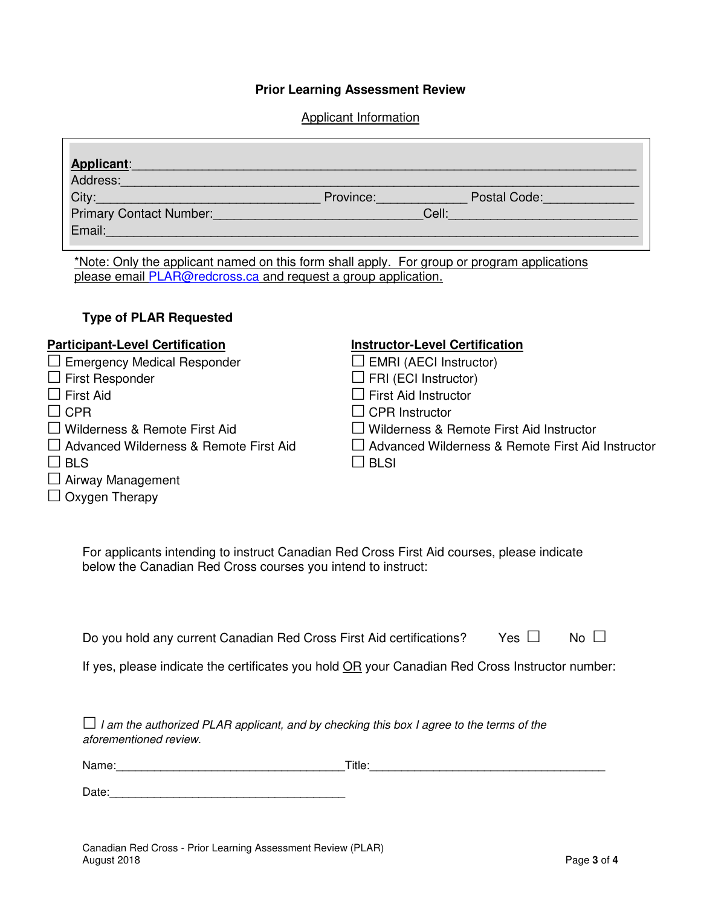# Prior Learning Assessment Review

## Applicant Information

**Applicant**:____________________________________________________________________
Address:______________________________________________________________________
City:______________________________ Province:____________ Postal Code:____________
Primary Contact Number:____________________________Cell:__________________________
Email:________________________________________________________________________

*Note: Only the applicant named on this form shall apply. For group or program applications please email PLAR@redcross.ca and request a group application.

### Type of PLAR Requested

**Participant-Level Certification**

- ☐ Emergency Medical Responder
- ☐ First Responder
- ☐ First Aid
- ☐ CPR
- ☐ Wilderness & Remote First Aid
- ☐ Advanced Wilderness & Remote First Aid
- ☐ BLS
- ☐ Airway Management
- ☐ Oxygen Therapy

**Instructor-Level Certification**

- ☐ EMRI (AECI Instructor)
- ☐ FRI (ECI Instructor)
- ☐ First Aid Instructor
- ☐ CPR Instructor
- ☐ Wilderness & Remote First Aid Instructor
- ☐ Advanced Wilderness & Remote First Aid Instructor
- ☐ BLSI

For applicants intending to instruct Canadian Red Cross First Aid courses, please indicate below the Canadian Red Cross courses you intend to instruct:

Do you hold any current Canadian Red Cross First Aid certifications? Yes ☐ No ☐

If yes, please indicate the certificates you hold OR your Canadian Red Cross Instructor number:

☐ *I am the authorized PLAR applicant, and by checking this box I agree to the terms of the aforementioned review.*

Name:__________________________________Title:_____________________________________

Date:__________________________________

Canadian Red Cross - Prior Learning Assessment Review (PLAR)
August 2018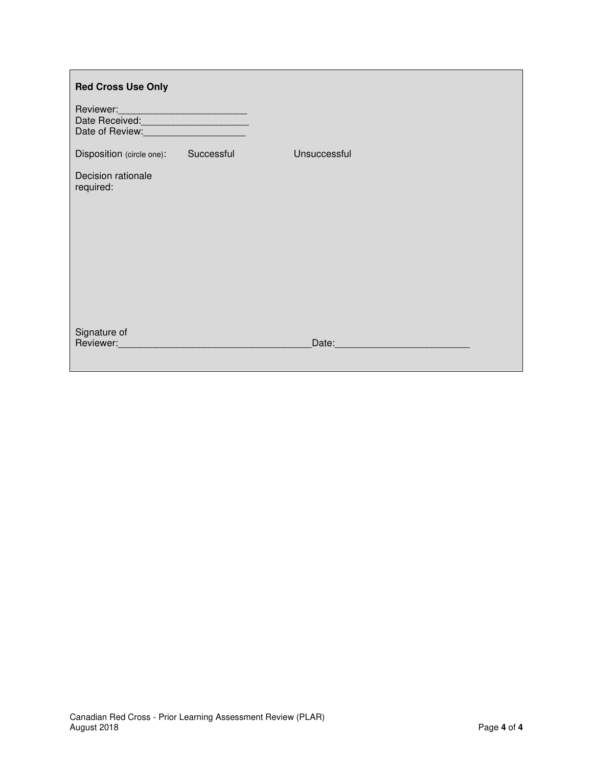**Red Cross Use Only**

Reviewer:_______________________
Date Received:___________________
Date of Review:__________________

Disposition (circle one): Successful Unsuccessful

Decision rationale required:

Signature of Reviewer:__________________________________Date:_______________________